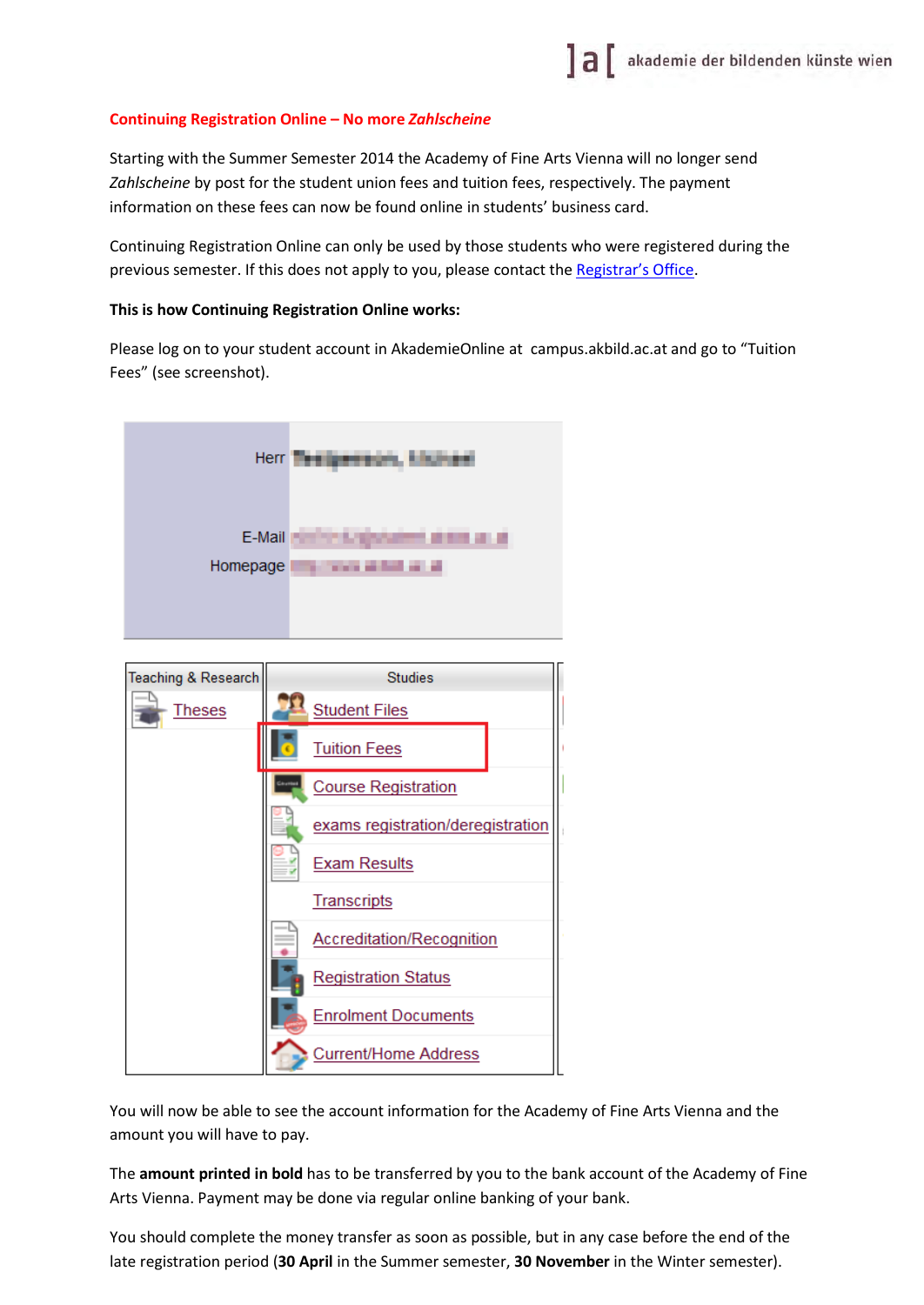**Continuing Registration Online – No more *Zahlscheine***

Starting with the Summer Semester 2014 the Academy of Fine Arts Vienna will no longer send *Zahlscheine* by post for the student union fees and tuition fees, respectively. The payment information on these fees can now be found online in students' business card.

Continuing Registration Online can only be used by those students who were registered during the previous semester. If this does not apply to you, please contact the Registrar's Office.

**This is how Continuing Registration Online works:**

Please log on to your student account in AkademieOnline at campus.akbild.ac.at and go to "Tuition Fees" (see screenshot).

You will now be able to see the account information for the Academy of Fine Arts Vienna and the amount you will have to pay.

The **amount printed in bold** has to be transferred by you to the bank account of the Academy of Fine Arts Vienna. Payment may be done via regular online banking of your bank.

You should complete the money transfer as soon as possible, but in any case before the end of the late registration period (**30 April** in the Summer semester, **30 November** in the Winter semester).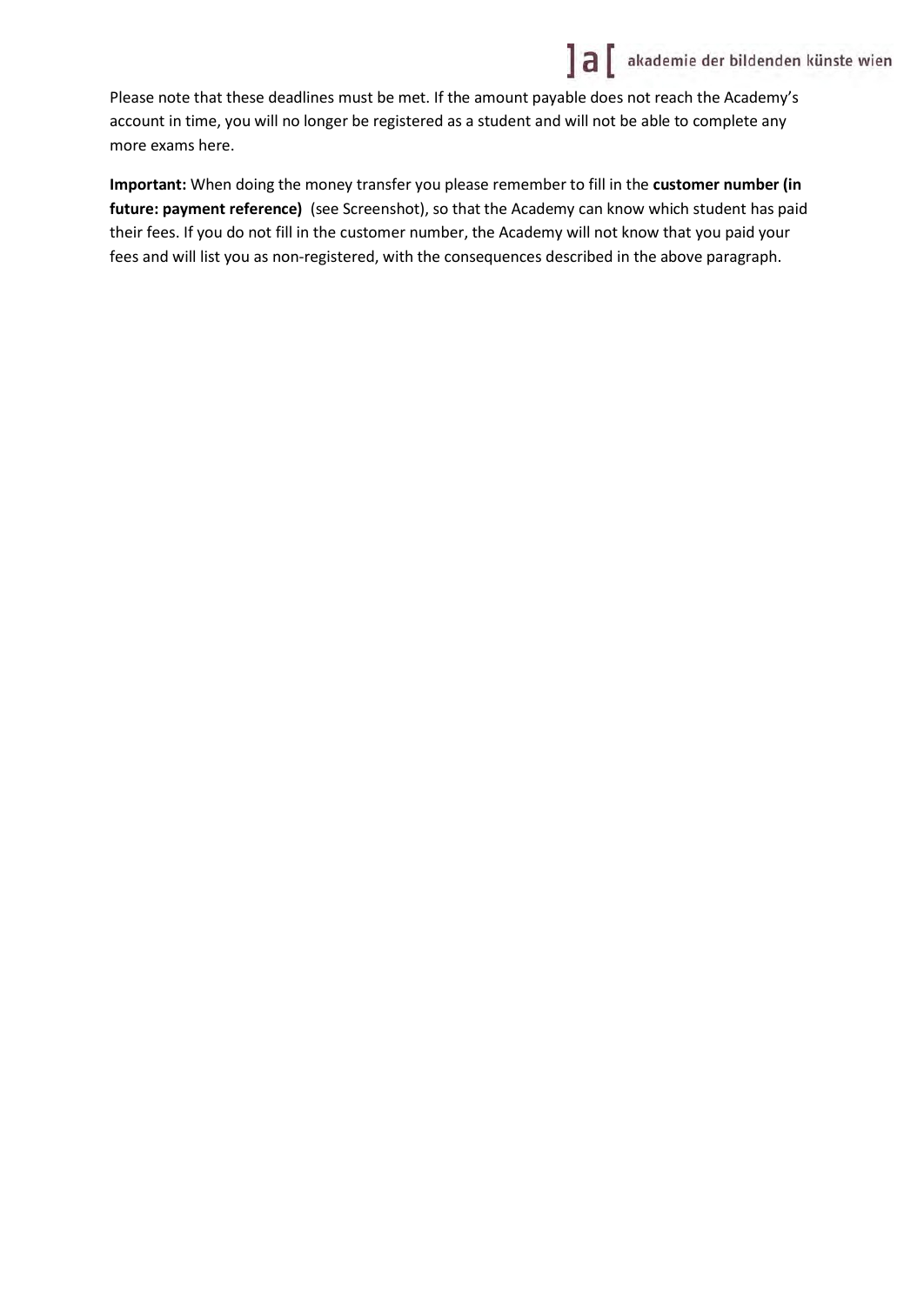Please note that these deadlines must be met. If the amount payable does not reach the Academy's account in time, you will no longer be registered as a student and will not be able to complete any more exams here.

**Important:** When doing the money transfer you please remember to fill in the **customer number (in future: payment reference)** (see Screenshot), so that the Academy can know which student has paid their fees. If you do not fill in the customer number, the Academy will not know that you paid your fees and will list you as non-registered, with the consequences described in the above paragraph.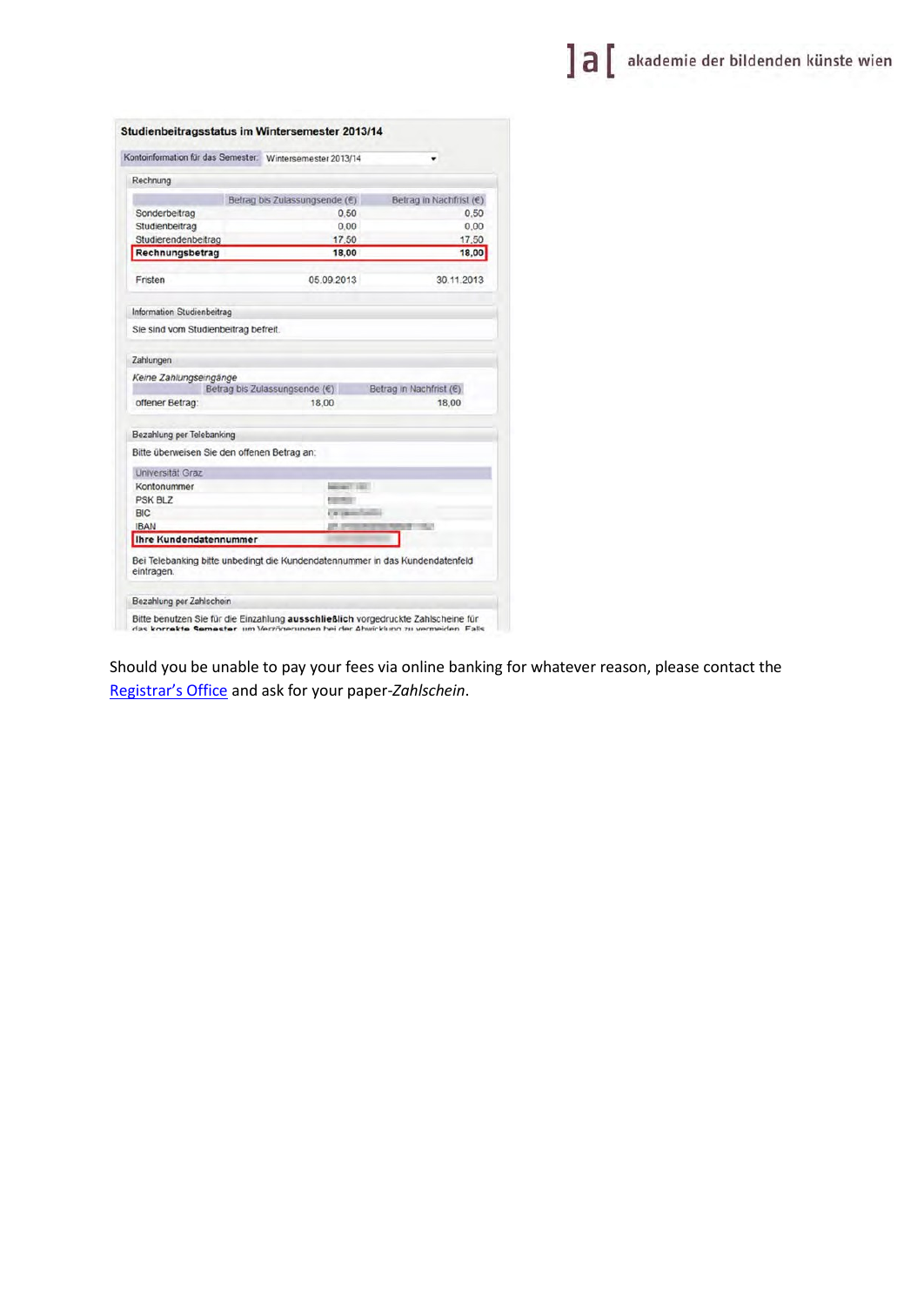**Studienbeitragsstatus im Wintersemester 2013/14**

Kontoinformation für das Semester: Wintersemester 2013/14

Rechnung

| | Betrag bis Zulassungsende (€) | Betrag in Nachfrist (€) |
|---|---|---|
| Sonderbeitrag | 0,50 | 0,50 |
| Studienbeitrag | 0,00 | 0,00 |
| Studierendenbeitrag | 17,50 | 17,50 |
| **Rechnungsbetrag** | **18,00** | **18,00** |
| Fristen | 05.09.2013 | 30.11.2013 |

Information Studienbeitrag

Sie sind vom Studienbeitrag befreit.

Zahlungen

*Keine Zahlungseingänge*

| | Betrag bis Zulassungsende (€) | Betrag in Nachfrist (€) |
|---|---|---|
| offener Betrag: | 18,00 | 18,00 |

Bezahlung per Telebanking

Bitte überweisen Sie den offenen Betrag an:

| Universität Graz | |
|---|---|
| Kontonummer | |
| PSK BLZ | |
| BIC | |
| IBAN | |
| **Ihre Kundendatennummer** | |

Bei Telebanking bitte unbedingt die Kundendatennummer in das Kundendatenfeld eintragen.

Bezahlung per Zahlschein

Bitte benutzen Sie für die Einzahlung **ausschließlich** vorgedruckte Zahlscheine für das **korrekte Semester**, um Verzögerungen bei der Abwicklung zu vermeiden. Falls

Should you be unable to pay your fees via online banking for whatever reason, please contact the Registrar's Office and ask for your paper-*Zahlschein*.